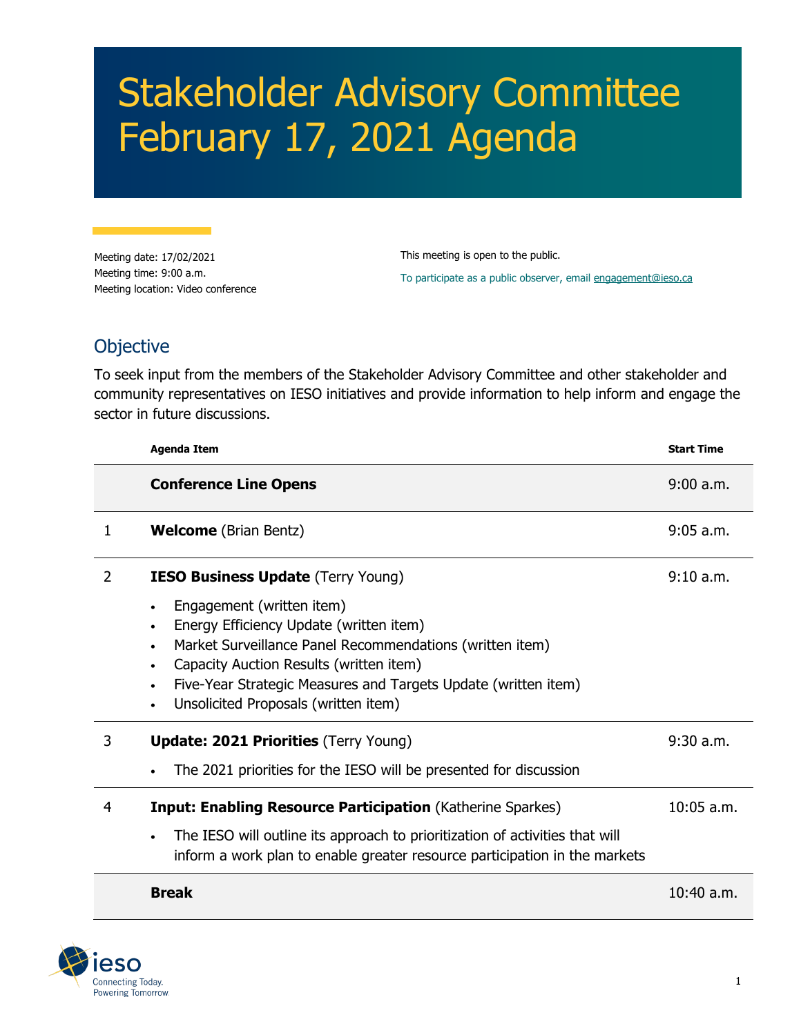# Stakeholder Advisory Committee February 17, 2021 Agenda

Meeting date: 17/02/2021
Meeting time: 9:00 a.m.
Meeting location: Video conference

This meeting is open to the public.

To participate as a public observer, email engagement@ieso.ca

## Objective

To seek input from the members of the Stakeholder Advisory Committee and other stakeholder and community representatives on IESO initiatives and provide information to help inform and engage the sector in future discussions.

| | Agenda Item | Start Time |
|---|---|---|
| | **Conference Line Opens** | 9:00 a.m. |
| 1 | **Welcome** (Brian Bentz) | 9:05 a.m. |
| 2 | **IESO Business Update** (Terry Young)<br>• Engagement (written item)<br>• Energy Efficiency Update (written item)<br>• Market Surveillance Panel Recommendations (written item)<br>• Capacity Auction Results (written item)<br>• Five-Year Strategic Measures and Targets Update (written item)<br>• Unsolicited Proposals (written item) | 9:10 a.m. |
| 3 | **Update: 2021 Priorities** (Terry Young)<br>• The 2021 priorities for the IESO will be presented for discussion | 9:30 a.m. |
| 4 | **Input: Enabling Resource Participation** (Katherine Sparkes)<br>• The IESO will outline its approach to prioritization of activities that will inform a work plan to enable greater resource participation in the markets | 10:05 a.m. |
| | **Break** | 10:40 a.m. |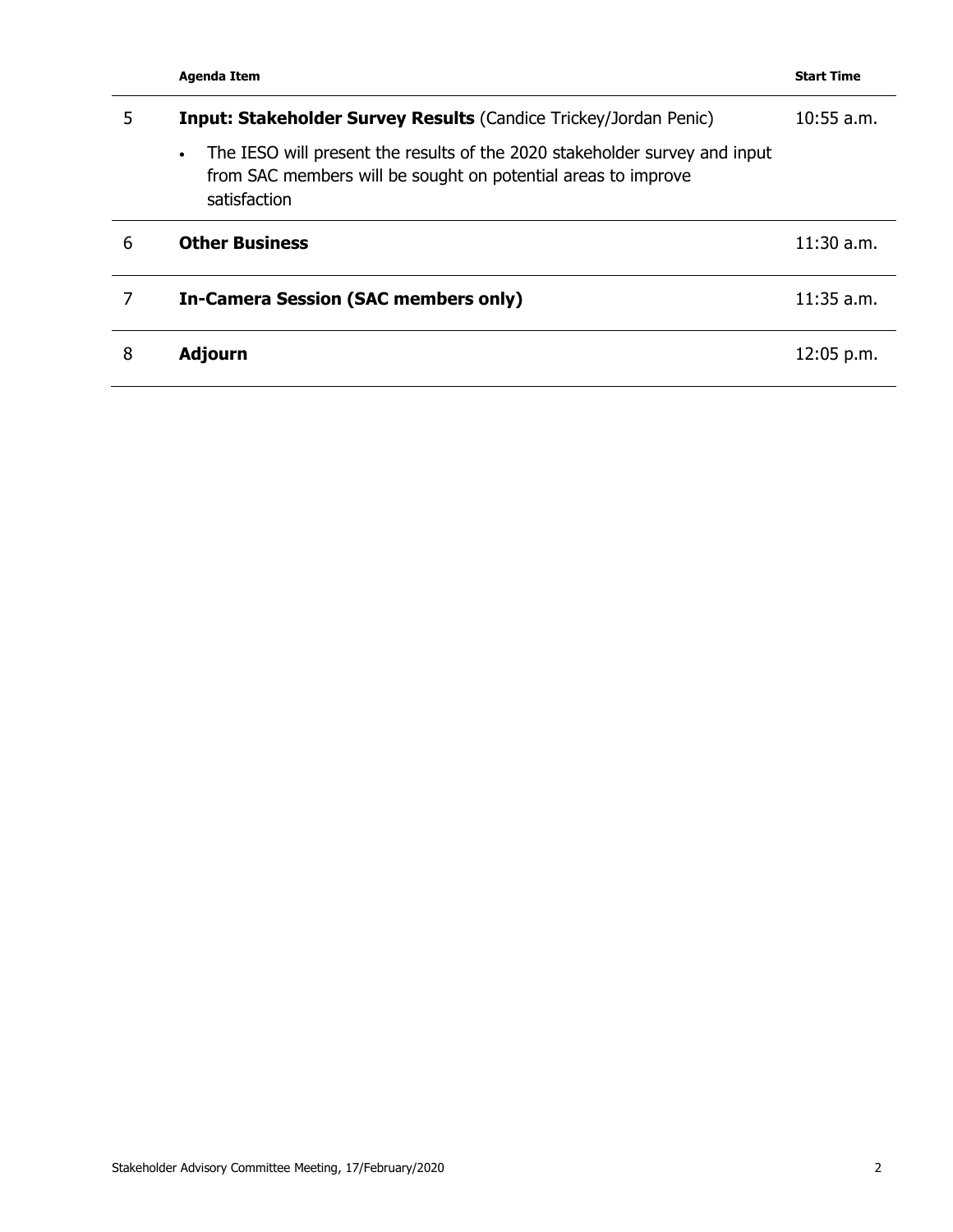| | Agenda Item | Start Time |
|---|---|---|
| 5 | **Input: Stakeholder Survey Results** (Candice Trickey/Jordan Penic)<br>• The IESO will present the results of the 2020 stakeholder survey and input from SAC members will be sought on potential areas to improve satisfaction | 10:55 a.m. |
| 6 | **Other Business** | 11:30 a.m. |
| 7 | **In-Camera Session (SAC members only)** | 11:35 a.m. |
| 8 | **Adjourn** | 12:05 p.m. |